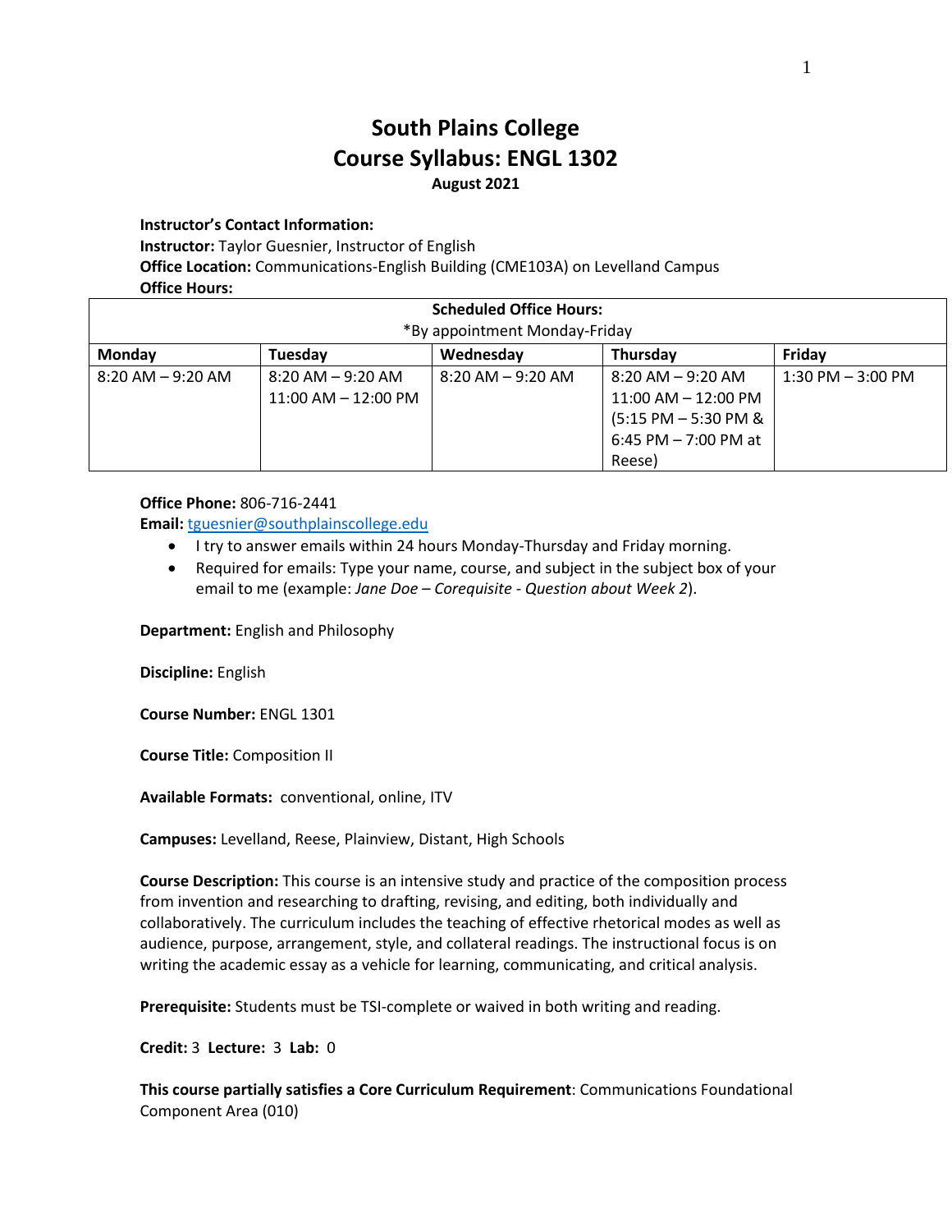# South Plains College
# Course Syllabus: ENGL 1302
**August 2021**

**Instructor's Contact Information:**
**Instructor:** Taylor Guesnier, Instructor of English
**Office Location:** Communications-English Building (CME103A) on Levelland Campus
**Office Hours:**

| **Scheduled Office Hours:** *By appointment Monday-Friday | | | | |
|---|---|---|---|---|
| **Monday** | **Tuesday** | **Wednesday** | **Thursday** | **Friday** |
| 8:20 AM – 9:20 AM | 8:20 AM – 9:20 AM<br>11:00 AM – 12:00 PM | 8:20 AM – 9:20 AM | 8:20 AM – 9:20 AM<br>11:00 AM – 12:00 PM<br>(5:15 PM – 5:30 PM & 6:45 PM – 7:00 PM at Reese) | 1:30 PM – 3:00 PM |

**Office Phone:** 806-716-2441
**Email:** tguesnier@southplainscollege.edu

- I try to answer emails within 24 hours Monday-Thursday and Friday morning.
- Required for emails: Type your name, course, and subject in the subject box of your email to me (example: *Jane Doe – Corequisite - Question about Week 2*).

**Department:** English and Philosophy

**Discipline:** English

**Course Number:** ENGL 1301

**Course Title:** Composition II

**Available Formats:** conventional, online, ITV

**Campuses:** Levelland, Reese, Plainview, Distant, High Schools

**Course Description:** This course is an intensive study and practice of the composition process from invention and researching to drafting, revising, and editing, both individually and collaboratively. The curriculum includes the teaching of effective rhetorical modes as well as audience, purpose, arrangement, style, and collateral readings. The instructional focus is on writing the academic essay as a vehicle for learning, communicating, and critical analysis.

**Prerequisite:** Students must be TSI-complete or waived in both writing and reading.

**Credit:** 3 **Lecture:** 3 **Lab:** 0

**This course partially satisfies a Core Curriculum Requirement**: Communications Foundational Component Area (010)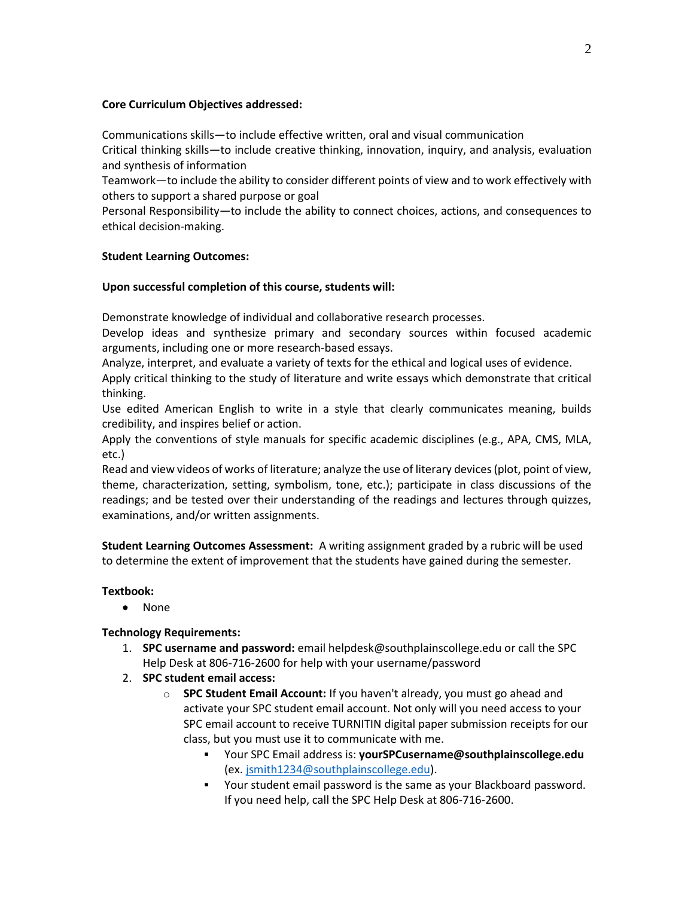**Core Curriculum Objectives addressed:**

Communications skills—to include effective written, oral and visual communication
Critical thinking skills—to include creative thinking, innovation, inquiry, and analysis, evaluation and synthesis of information
Teamwork—to include the ability to consider different points of view and to work effectively with others to support a shared purpose or goal
Personal Responsibility—to include the ability to connect choices, actions, and consequences to ethical decision-making.

**Student Learning Outcomes:**

**Upon successful completion of this course, students will:**

Demonstrate knowledge of individual and collaborative research processes.
Develop ideas and synthesize primary and secondary sources within focused academic arguments, including one or more research-based essays.
Analyze, interpret, and evaluate a variety of texts for the ethical and logical uses of evidence.
Apply critical thinking to the study of literature and write essays which demonstrate that critical thinking.
Use edited American English to write in a style that clearly communicates meaning, builds credibility, and inspires belief or action.
Apply the conventions of style manuals for specific academic disciplines (e.g., APA, CMS, MLA, etc.)
Read and view videos of works of literature; analyze the use of literary devices (plot, point of view, theme, characterization, setting, symbolism, tone, etc.); participate in class discussions of the readings; and be tested over their understanding of the readings and lectures through quizzes, examinations, and/or written assignments.

**Student Learning Outcomes Assessment:** A writing assignment graded by a rubric will be used to determine the extent of improvement that the students have gained during the semester.

**Textbook:**

- None

**Technology Requirements:**

1. **SPC username and password:** email helpdesk@southplainscollege.edu or call the SPC Help Desk at 806-716-2600 for help with your username/password
2. **SPC student email access:**
   - **SPC Student Email Account:** If you haven't already, you must go ahead and activate your SPC student email account. Not only will you need access to your SPC email account to receive TURNITIN digital paper submission receipts for our class, but you must use it to communicate with me.
     - Your SPC Email address is: **yourSPCusername@southplainscollege.edu** (ex. jsmith1234@southplainscollege.edu).
     - Your student email password is the same as your Blackboard password. If you need help, call the SPC Help Desk at 806-716-2600.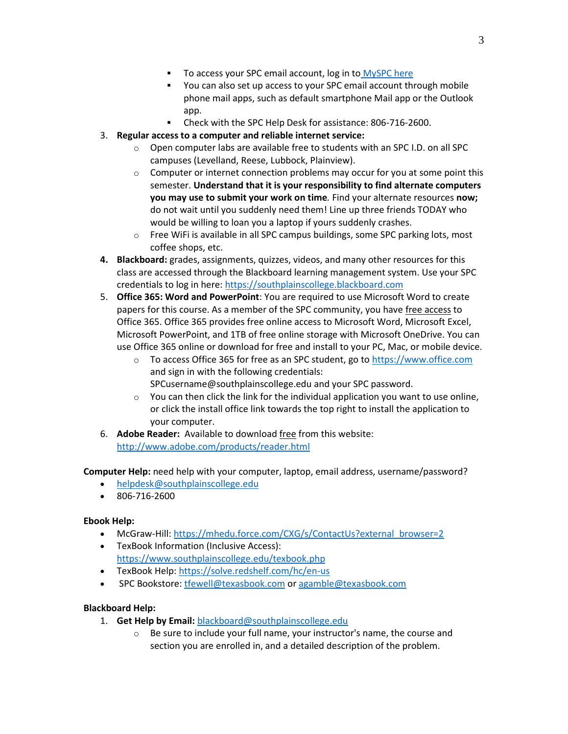- To access your SPC email account, log in to [MySPC here]
        - You can also set up access to your SPC email account through mobile phone mail apps, such as default smartphone Mail app or the Outlook app.
        - Check with the SPC Help Desk for assistance: 806-716-2600.

3. **Regular access to a computer and reliable internet service:**
    - Open computer labs are available free to students with an SPC I.D. on all SPC campuses (Levelland, Reese, Lubbock, Plainview).
    - Computer or internet connection problems may occur for you at some point this semester. **Understand that it is your responsibility to find alternate computers you may use to submit your work on time**. Find your alternate resources **now;** do not wait until you suddenly need them! Line up three friends TODAY who would be willing to loan you a laptop if yours suddenly crashes.
    - Free WiFi is available in all SPC campus buildings, some SPC parking lots, most coffee shops, etc.
4. **Blackboard:** grades, assignments, quizzes, videos, and many other resources for this class are accessed through the Blackboard learning management system. Use your SPC credentials to log in here: https://southplainscollege.blackboard.com
5. **Office 365: Word and PowerPoint**: You are required to use Microsoft Word to create papers for this course. As a member of the SPC community, you have free access to Office 365. Office 365 provides free online access to Microsoft Word, Microsoft Excel, Microsoft PowerPoint, and 1TB of free online storage with Microsoft OneDrive. You can use Office 365 online or download for free and install to your PC, Mac, or mobile device.
    - To access Office 365 for free as an SPC student, go to https://www.office.com and sign in with the following credentials: SPCusername@southplainscollege.edu and your SPC password.
    - You can then click the link for the individual application you want to use online, or click the install office link towards the top right to install the application to your computer.
6. **Adobe Reader:** Available to download free from this website: http://www.adobe.com/products/reader.html

**Computer Help:** need help with your computer, laptop, email address, username/password?

- helpdesk@southplainscollege.edu
- 806-716-2600

**Ebook Help:**

- McGraw-Hill: https://mhedu.force.com/CXG/s/ContactUs?external_browser=2
- TexBook Information (Inclusive Access): https://www.southplainscollege.edu/texbook.php
- TexBook Help: https://solve.redshelf.com/hc/en-us
- SPC Bookstore: tfewell@texasbook.com or agamble@texasbook.com

**Blackboard Help:**

1. **Get Help by Email:** blackboard@southplainscollege.edu
    - Be sure to include your full name, your instructor's name, the course and section you are enrolled in, and a detailed description of the problem.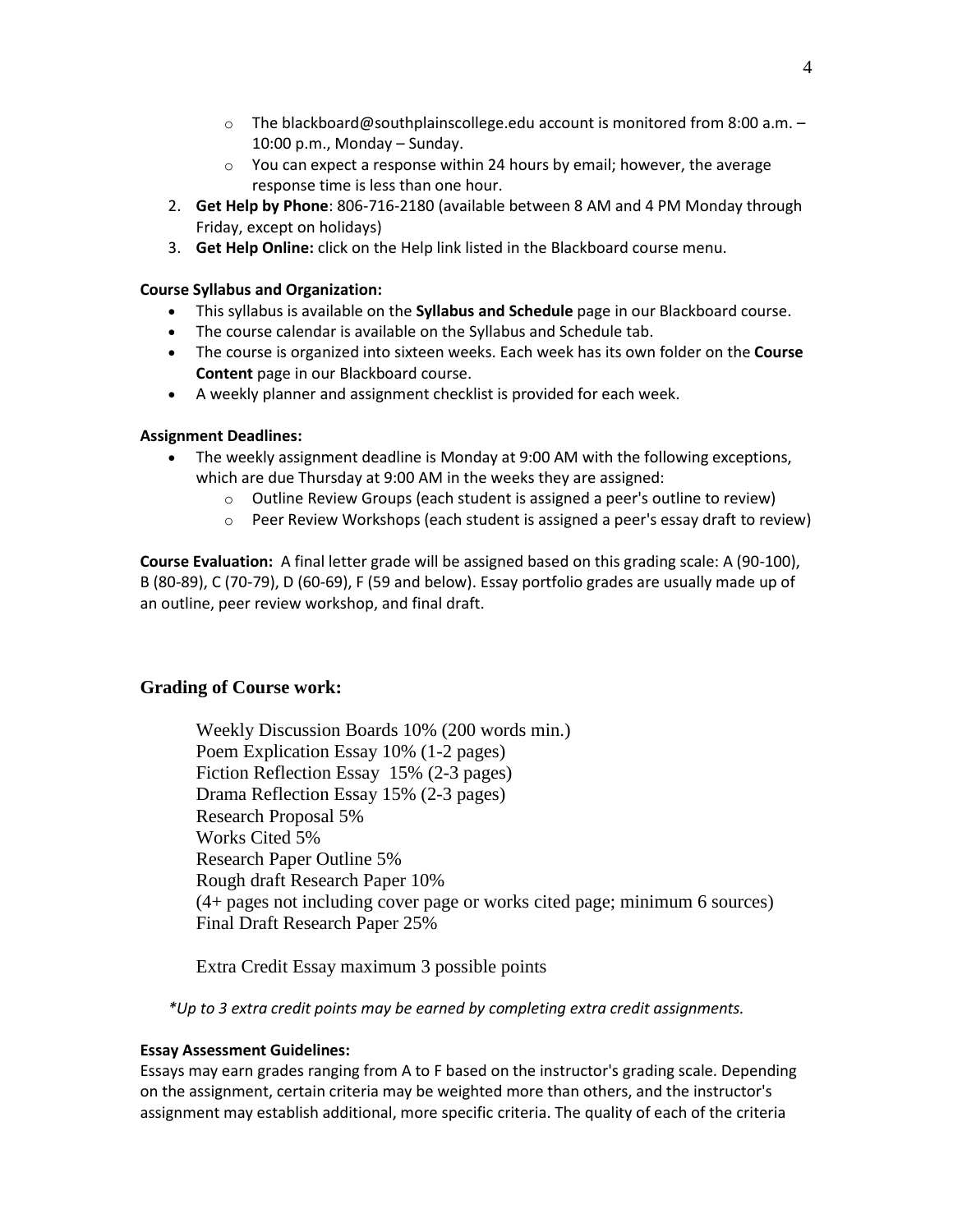- The blackboard@southplainscollege.edu account is monitored from 8:00 a.m. – 10:00 p.m., Monday – Sunday.
  - You can expect a response within 24 hours by email; however, the average response time is less than one hour.
2. **Get Help by Phone**: 806-716-2180 (available between 8 AM and 4 PM Monday through Friday, except on holidays)
3. **Get Help Online:** click on the Help link listed in the Blackboard course menu.

**Course Syllabus and Organization:**

- This syllabus is available on the **Syllabus and Schedule** page in our Blackboard course.
- The course calendar is available on the Syllabus and Schedule tab.
- The course is organized into sixteen weeks. Each week has its own folder on the **Course Content** page in our Blackboard course.
- A weekly planner and assignment checklist is provided for each week.

**Assignment Deadlines:**

- The weekly assignment deadline is Monday at 9:00 AM with the following exceptions, which are due Thursday at 9:00 AM in the weeks they are assigned:
  - Outline Review Groups (each student is assigned a peer's outline to review)
  - Peer Review Workshops (each student is assigned a peer's essay draft to review)

**Course Evaluation:** A final letter grade will be assigned based on this grading scale: A (90-100), B (80-89), C (70-79), D (60-69), F (59 and below). Essay portfolio grades are usually made up of an outline, peer review workshop, and final draft.

## Grading of Course work:

Weekly Discussion Boards 10% (200 words min.)
Poem Explication Essay 10% (1-2 pages)
Fiction Reflection Essay 15% (2-3 pages)
Drama Reflection Essay 15% (2-3 pages)
Research Proposal 5%
Works Cited 5%
Research Paper Outline 5%
Rough draft Research Paper 10%
(4+ pages not including cover page or works cited page; minimum 6 sources)
Final Draft Research Paper 25%

Extra Credit Essay maximum 3 possible points

*\*Up to 3 extra credit points may be earned by completing extra credit assignments.*

**Essay Assessment Guidelines:**

Essays may earn grades ranging from A to F based on the instructor's grading scale. Depending on the assignment, certain criteria may be weighted more than others, and the instructor's assignment may establish additional, more specific criteria. The quality of each of the criteria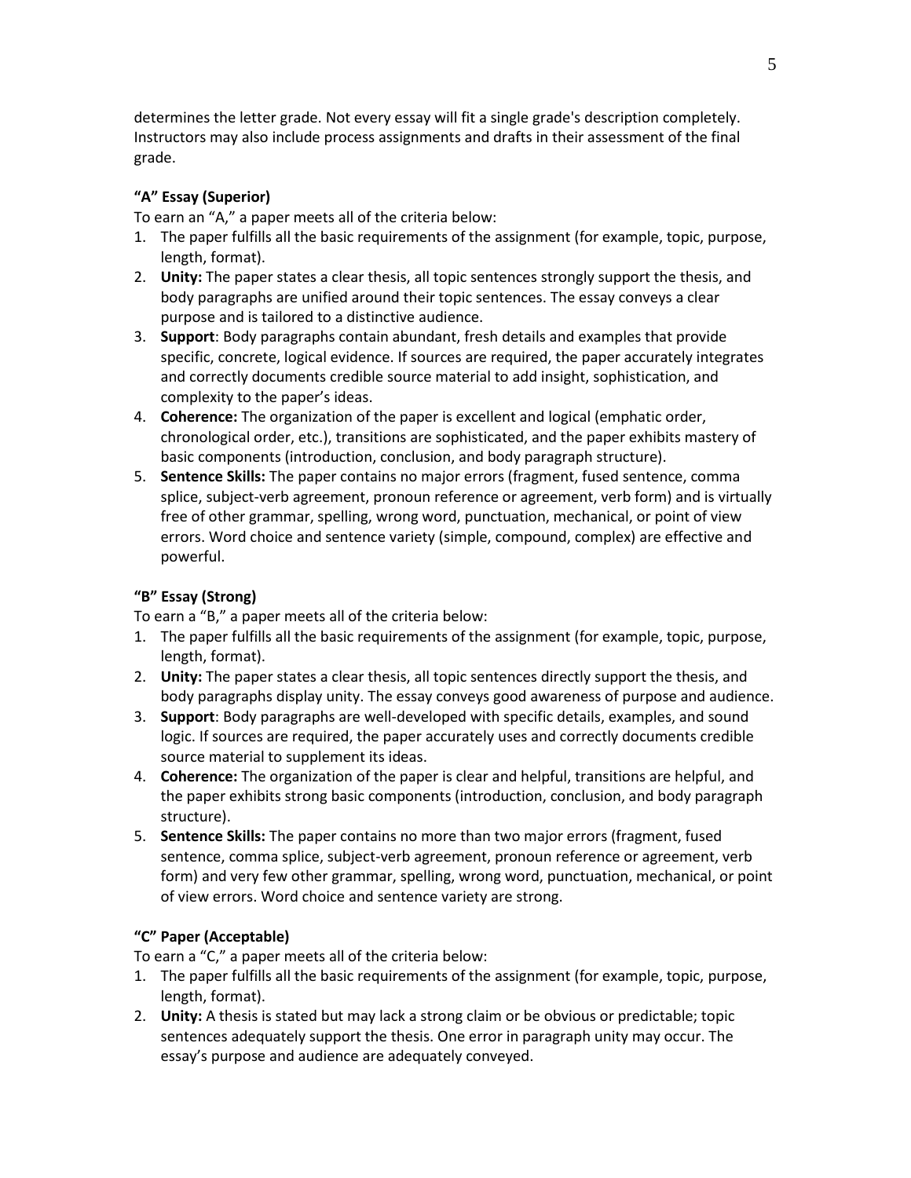determines the letter grade. Not every essay will fit a single grade's description completely. Instructors may also include process assignments and drafts in their assessment of the final grade.

**"A" Essay (Superior)**

To earn an "A," a paper meets all of the criteria below:

1. The paper fulfills all the basic requirements of the assignment (for example, topic, purpose, length, format).
2. **Unity:** The paper states a clear thesis, all topic sentences strongly support the thesis, and body paragraphs are unified around their topic sentences. The essay conveys a clear purpose and is tailored to a distinctive audience.
3. **Support**: Body paragraphs contain abundant, fresh details and examples that provide specific, concrete, logical evidence. If sources are required, the paper accurately integrates and correctly documents credible source material to add insight, sophistication, and complexity to the paper's ideas.
4. **Coherence:** The organization of the paper is excellent and logical (emphatic order, chronological order, etc.), transitions are sophisticated, and the paper exhibits mastery of basic components (introduction, conclusion, and body paragraph structure).
5. **Sentence Skills:** The paper contains no major errors (fragment, fused sentence, comma splice, subject-verb agreement, pronoun reference or agreement, verb form) and is virtually free of other grammar, spelling, wrong word, punctuation, mechanical, or point of view errors. Word choice and sentence variety (simple, compound, complex) are effective and powerful.

**"B" Essay (Strong)**

To earn a "B," a paper meets all of the criteria below:

1. The paper fulfills all the basic requirements of the assignment (for example, topic, purpose, length, format).
2. **Unity:** The paper states a clear thesis, all topic sentences directly support the thesis, and body paragraphs display unity. The essay conveys good awareness of purpose and audience.
3. **Support**: Body paragraphs are well-developed with specific details, examples, and sound logic. If sources are required, the paper accurately uses and correctly documents credible source material to supplement its ideas.
4. **Coherence:** The organization of the paper is clear and helpful, transitions are helpful, and the paper exhibits strong basic components (introduction, conclusion, and body paragraph structure).
5. **Sentence Skills:** The paper contains no more than two major errors (fragment, fused sentence, comma splice, subject-verb agreement, pronoun reference or agreement, verb form) and very few other grammar, spelling, wrong word, punctuation, mechanical, or point of view errors. Word choice and sentence variety are strong.

**"C" Paper (Acceptable)**

To earn a "C," a paper meets all of the criteria below:

1. The paper fulfills all the basic requirements of the assignment (for example, topic, purpose, length, format).
2. **Unity:** A thesis is stated but may lack a strong claim or be obvious or predictable; topic sentences adequately support the thesis. One error in paragraph unity may occur. The essay's purpose and audience are adequately conveyed.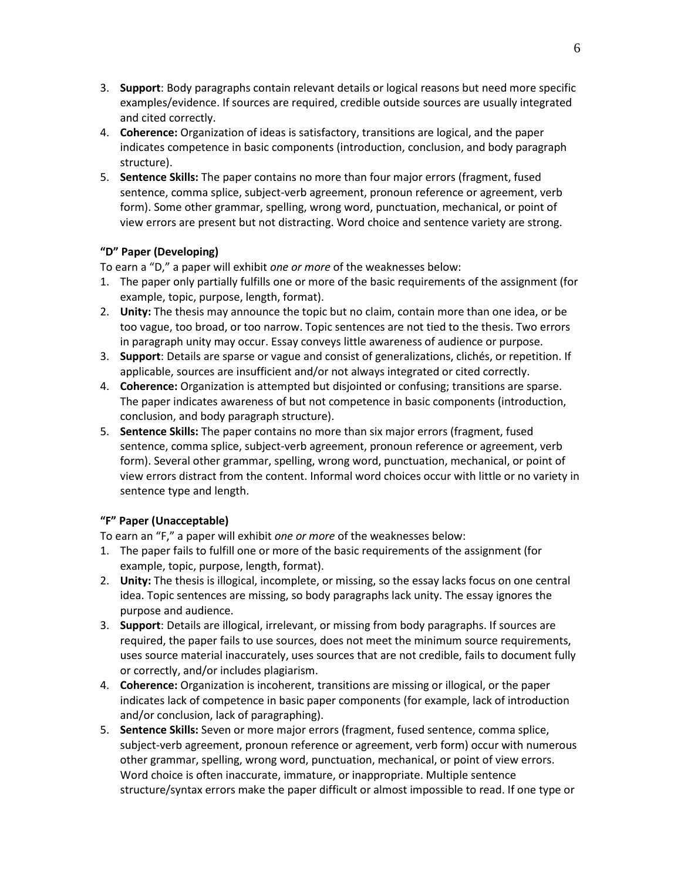3. **Support**: Body paragraphs contain relevant details or logical reasons but need more specific examples/evidence. If sources are required, credible outside sources are usually integrated and cited correctly.
4. **Coherence:** Organization of ideas is satisfactory, transitions are logical, and the paper indicates competence in basic components (introduction, conclusion, and body paragraph structure).
5. **Sentence Skills:** The paper contains no more than four major errors (fragment, fused sentence, comma splice, subject-verb agreement, pronoun reference or agreement, verb form). Some other grammar, spelling, wrong word, punctuation, mechanical, or point of view errors are present but not distracting. Word choice and sentence variety are strong.

**"D" Paper (Developing)**

To earn a "D," a paper will exhibit *one or more* of the weaknesses below:

1. The paper only partially fulfills one or more of the basic requirements of the assignment (for example, topic, purpose, length, format).
2. **Unity:** The thesis may announce the topic but no claim, contain more than one idea, or be too vague, too broad, or too narrow. Topic sentences are not tied to the thesis. Two errors in paragraph unity may occur. Essay conveys little awareness of audience or purpose.
3. **Support**: Details are sparse or vague and consist of generalizations, clichés, or repetition. If applicable, sources are insufficient and/or not always integrated or cited correctly.
4. **Coherence:** Organization is attempted but disjointed or confusing; transitions are sparse. The paper indicates awareness of but not competence in basic components (introduction, conclusion, and body paragraph structure).
5. **Sentence Skills:** The paper contains no more than six major errors (fragment, fused sentence, comma splice, subject-verb agreement, pronoun reference or agreement, verb form). Several other grammar, spelling, wrong word, punctuation, mechanical, or point of view errors distract from the content. Informal word choices occur with little or no variety in sentence type and length.

**"F" Paper (Unacceptable)**

To earn an "F," a paper will exhibit *one or more* of the weaknesses below:

1. The paper fails to fulfill one or more of the basic requirements of the assignment (for example, topic, purpose, length, format).
2. **Unity:** The thesis is illogical, incomplete, or missing, so the essay lacks focus on one central idea. Topic sentences are missing, so body paragraphs lack unity. The essay ignores the purpose and audience.
3. **Support**: Details are illogical, irrelevant, or missing from body paragraphs. If sources are required, the paper fails to use sources, does not meet the minimum source requirements, uses source material inaccurately, uses sources that are not credible, fails to document fully or correctly, and/or includes plagiarism.
4. **Coherence:** Organization is incoherent, transitions are missing or illogical, or the paper indicates lack of competence in basic paper components (for example, lack of introduction and/or conclusion, lack of paragraphing).
5. **Sentence Skills:** Seven or more major errors (fragment, fused sentence, comma splice, subject-verb agreement, pronoun reference or agreement, verb form) occur with numerous other grammar, spelling, wrong word, punctuation, mechanical, or point of view errors. Word choice is often inaccurate, immature, or inappropriate. Multiple sentence structure/syntax errors make the paper difficult or almost impossible to read. If one type or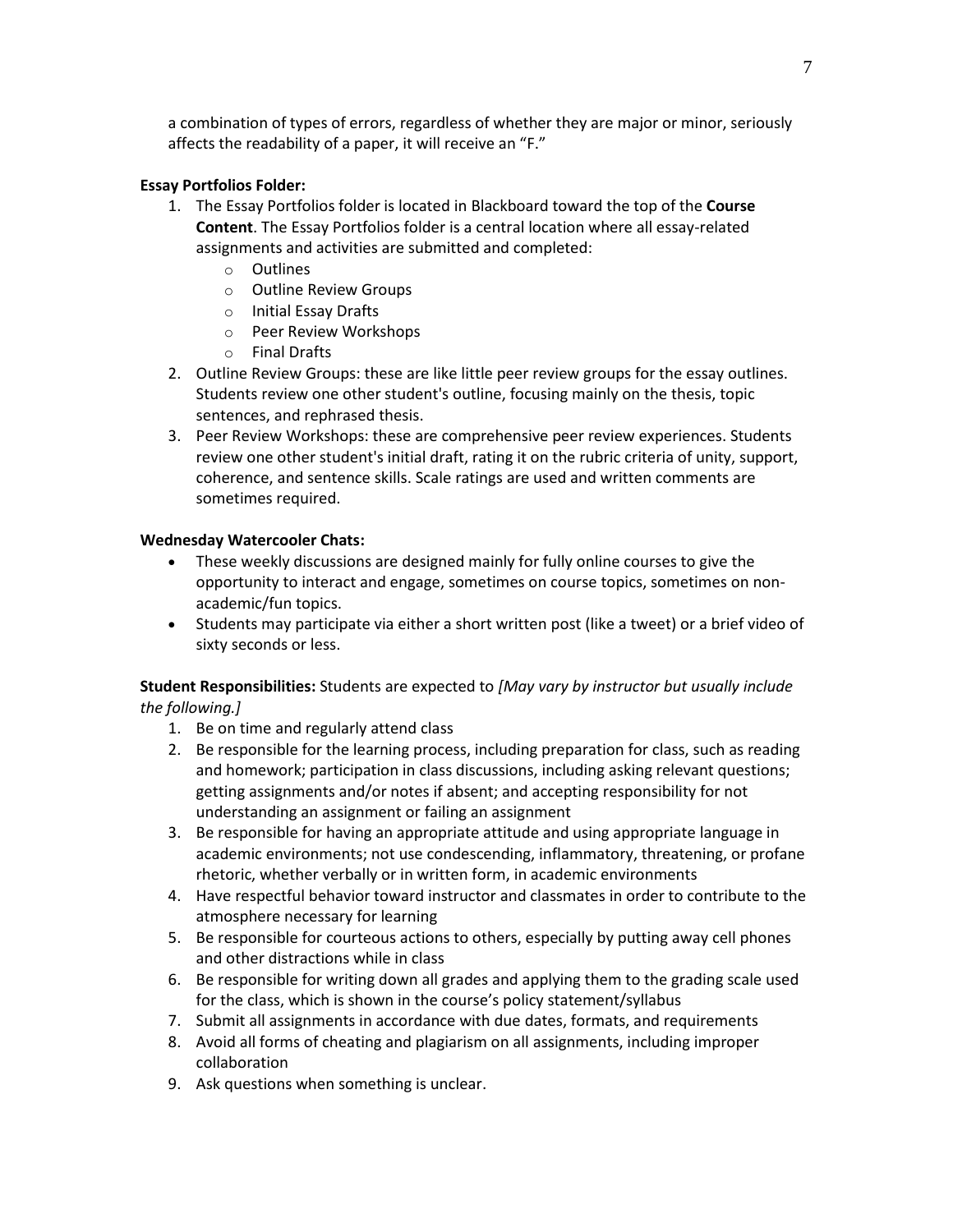a combination of types of errors, regardless of whether they are major or minor, seriously affects the readability of a paper, it will receive an "F."

**Essay Portfolios Folder:**

1. The Essay Portfolios folder is located in Blackboard toward the top of the **Course Content**. The Essay Portfolios folder is a central location where all essay-related assignments and activities are submitted and completed:
   - Outlines
   - Outline Review Groups
   - Initial Essay Drafts
   - Peer Review Workshops
   - Final Drafts
2. Outline Review Groups: these are like little peer review groups for the essay outlines. Students review one other student's outline, focusing mainly on the thesis, topic sentences, and rephrased thesis.
3. Peer Review Workshops: these are comprehensive peer review experiences. Students review one other student's initial draft, rating it on the rubric criteria of unity, support, coherence, and sentence skills. Scale ratings are used and written comments are sometimes required.

**Wednesday Watercooler Chats:**

- These weekly discussions are designed mainly for fully online courses to give the opportunity to interact and engage, sometimes on course topics, sometimes on non-academic/fun topics.
- Students may participate via either a short written post (like a tweet) or a brief video of sixty seconds or less.

**Student Responsibilities:** Students are expected to *[May vary by instructor but usually include the following.]*

1. Be on time and regularly attend class
2. Be responsible for the learning process, including preparation for class, such as reading and homework; participation in class discussions, including asking relevant questions; getting assignments and/or notes if absent; and accepting responsibility for not understanding an assignment or failing an assignment
3. Be responsible for having an appropriate attitude and using appropriate language in academic environments; not use condescending, inflammatory, threatening, or profane rhetoric, whether verbally or in written form, in academic environments
4. Have respectful behavior toward instructor and classmates in order to contribute to the atmosphere necessary for learning
5. Be responsible for courteous actions to others, especially by putting away cell phones and other distractions while in class
6. Be responsible for writing down all grades and applying them to the grading scale used for the class, which is shown in the course's policy statement/syllabus
7. Submit all assignments in accordance with due dates, formats, and requirements
8. Avoid all forms of cheating and plagiarism on all assignments, including improper collaboration
9. Ask questions when something is unclear.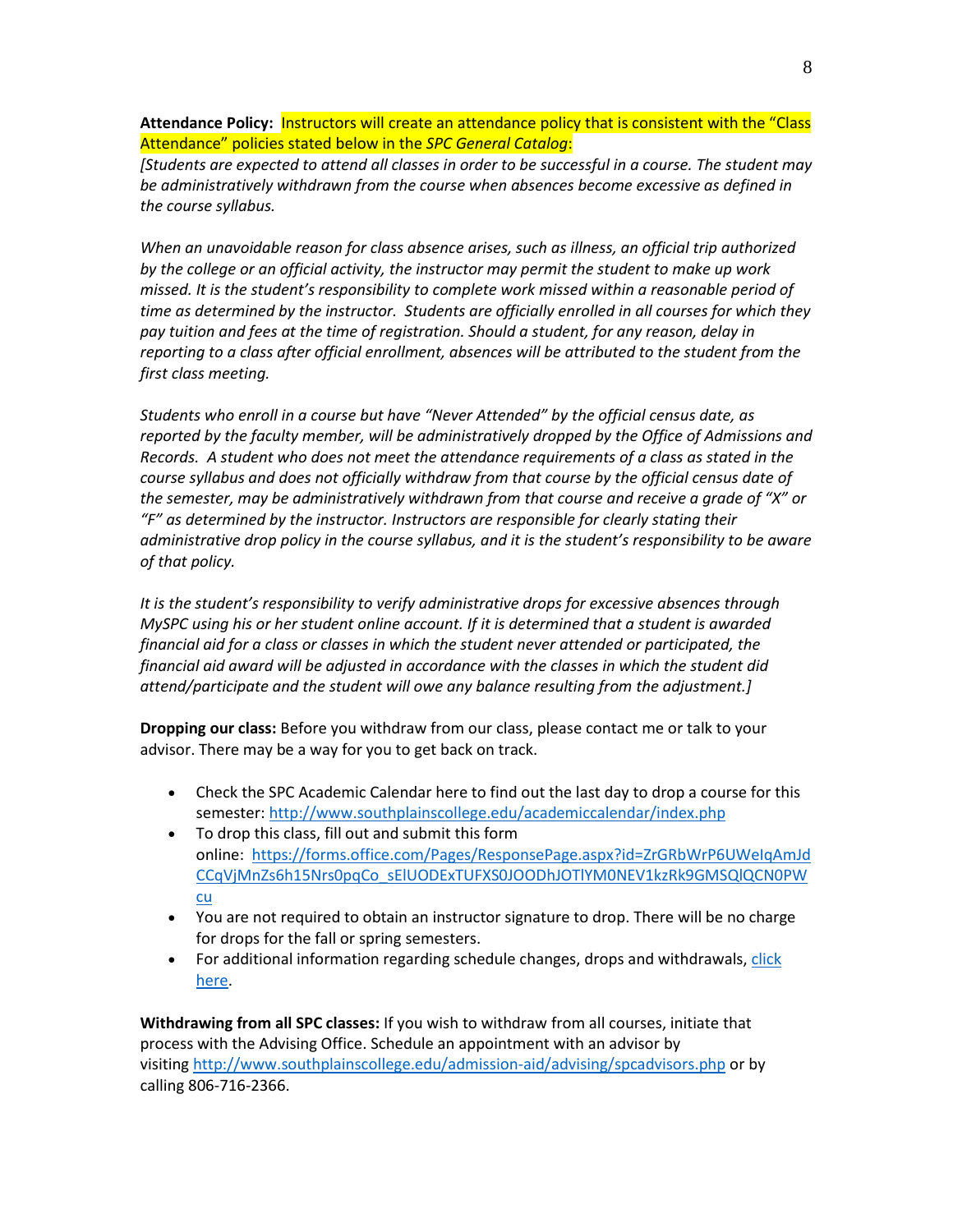**Attendance Policy:** Instructors will create an attendance policy that is consistent with the "Class Attendance" policies stated below in the *SPC General Catalog*:

*[Students are expected to attend all classes in order to be successful in a course. The student may be administratively withdrawn from the course when absences become excessive as defined in the course syllabus.*

*When an unavoidable reason for class absence arises, such as illness, an official trip authorized by the college or an official activity, the instructor may permit the student to make up work missed. It is the student's responsibility to complete work missed within a reasonable period of time as determined by the instructor. Students are officially enrolled in all courses for which they pay tuition and fees at the time of registration. Should a student, for any reason, delay in reporting to a class after official enrollment, absences will be attributed to the student from the first class meeting.*

*Students who enroll in a course but have "Never Attended" by the official census date, as reported by the faculty member, will be administratively dropped by the Office of Admissions and Records. A student who does not meet the attendance requirements of a class as stated in the course syllabus and does not officially withdraw from that course by the official census date of the semester, may be administratively withdrawn from that course and receive a grade of "X" or "F" as determined by the instructor. Instructors are responsible for clearly stating their administrative drop policy in the course syllabus, and it is the student's responsibility to be aware of that policy.*

*It is the student's responsibility to verify administrative drops for excessive absences through MySPC using his or her student online account. If it is determined that a student is awarded financial aid for a class or classes in which the student never attended or participated, the financial aid award will be adjusted in accordance with the classes in which the student did attend/participate and the student will owe any balance resulting from the adjustment.]*

**Dropping our class:** Before you withdraw from our class, please contact me or talk to your advisor. There may be a way for you to get back on track.

- Check the SPC Academic Calendar here to find out the last day to drop a course for this semester: http://www.southplainscollege.edu/academiccalendar/index.php
- To drop this class, fill out and submit this form online: https://forms.office.com/Pages/ResponsePage.aspx?id=ZrGRbWrP6UWeIqAmJdCCqVjMnZs6h15Nrs0pqCo_sElUODExTUFXS0JOODhJOTlYM0NEV1kzRk9GMSQlQCN0PWcu
- You are not required to obtain an instructor signature to drop. There will be no charge for drops for the fall or spring semesters.
- For additional information regarding schedule changes, drops and withdrawals, click here.

**Withdrawing from all SPC classes:** If you wish to withdraw from all courses, initiate that process with the Advising Office. Schedule an appointment with an advisor by visiting http://www.southplainscollege.edu/admission-aid/advising/spcadvisors.php or by calling 806-716-2366.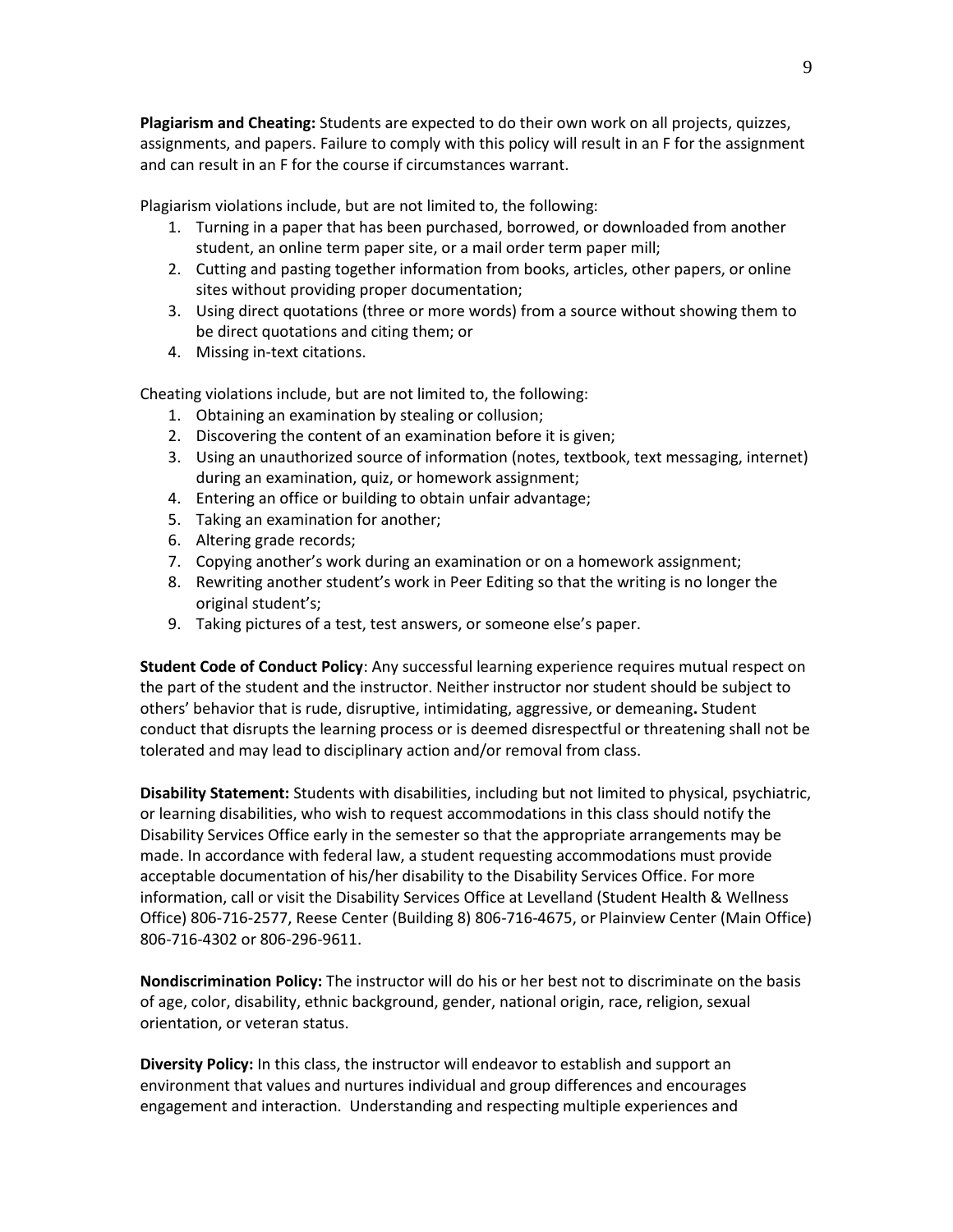**Plagiarism and Cheating:** Students are expected to do their own work on all projects, quizzes, assignments, and papers. Failure to comply with this policy will result in an F for the assignment and can result in an F for the course if circumstances warrant.

Plagiarism violations include, but are not limited to, the following:

1. Turning in a paper that has been purchased, borrowed, or downloaded from another student, an online term paper site, or a mail order term paper mill;
2. Cutting and pasting together information from books, articles, other papers, or online sites without providing proper documentation;
3. Using direct quotations (three or more words) from a source without showing them to be direct quotations and citing them; or
4. Missing in-text citations.

Cheating violations include, but are not limited to, the following:

1. Obtaining an examination by stealing or collusion;
2. Discovering the content of an examination before it is given;
3. Using an unauthorized source of information (notes, textbook, text messaging, internet) during an examination, quiz, or homework assignment;
4. Entering an office or building to obtain unfair advantage;
5. Taking an examination for another;
6. Altering grade records;
7. Copying another's work during an examination or on a homework assignment;
8. Rewriting another student's work in Peer Editing so that the writing is no longer the original student's;
9. Taking pictures of a test, test answers, or someone else's paper.

**Student Code of Conduct Policy**: Any successful learning experience requires mutual respect on the part of the student and the instructor. Neither instructor nor student should be subject to others' behavior that is rude, disruptive, intimidating, aggressive, or demeaning**.** Student conduct that disrupts the learning process or is deemed disrespectful or threatening shall not be tolerated and may lead to disciplinary action and/or removal from class.

**Disability Statement:** Students with disabilities, including but not limited to physical, psychiatric, or learning disabilities, who wish to request accommodations in this class should notify the Disability Services Office early in the semester so that the appropriate arrangements may be made. In accordance with federal law, a student requesting accommodations must provide acceptable documentation of his/her disability to the Disability Services Office. For more information, call or visit the Disability Services Office at Levelland (Student Health & Wellness Office) 806-716-2577, Reese Center (Building 8) 806-716-4675, or Plainview Center (Main Office) 806-716-4302 or 806-296-9611.

**Nondiscrimination Policy:** The instructor will do his or her best not to discriminate on the basis of age, color, disability, ethnic background, gender, national origin, race, religion, sexual orientation, or veteran status.

**Diversity Policy:** In this class, the instructor will endeavor to establish and support an environment that values and nurtures individual and group differences and encourages engagement and interaction. Understanding and respecting multiple experiences and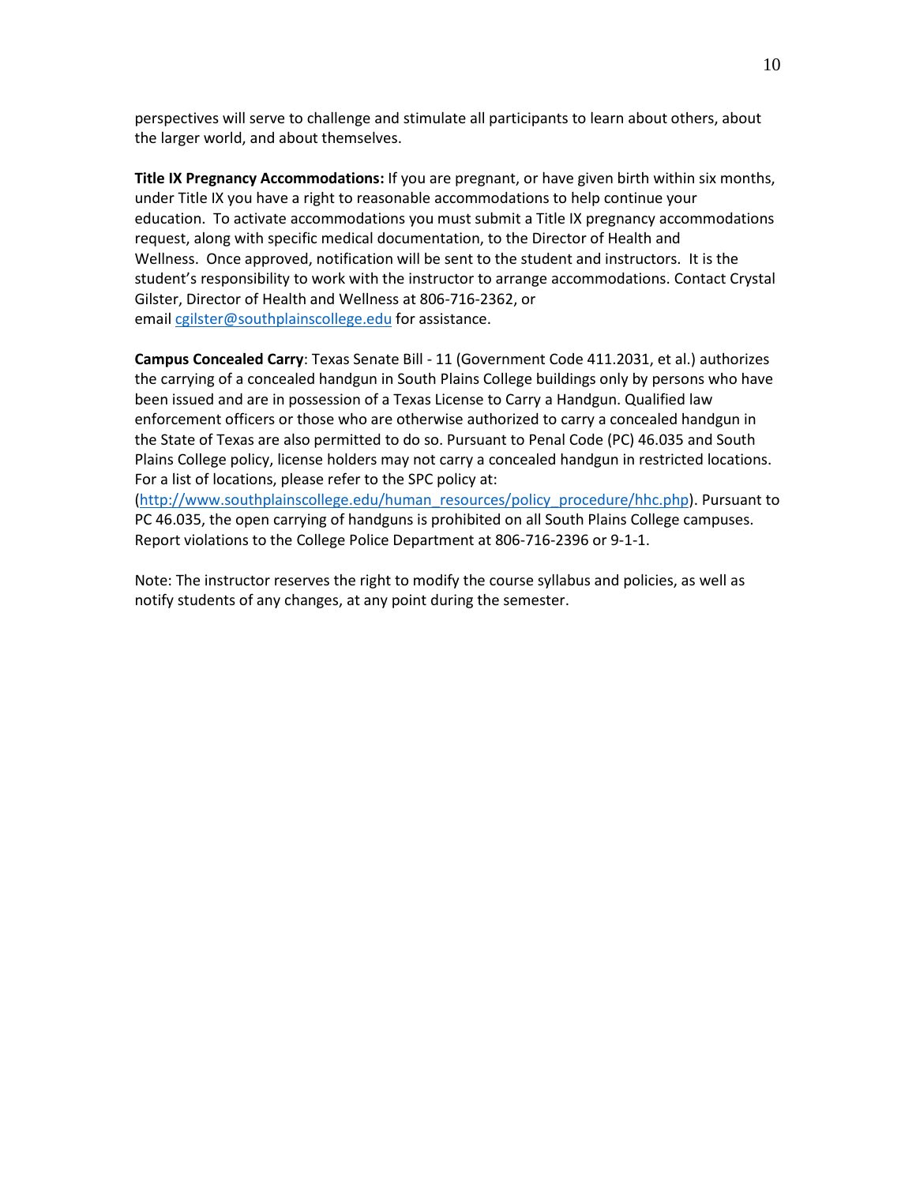perspectives will serve to challenge and stimulate all participants to learn about others, about the larger world, and about themselves.

**Title IX Pregnancy Accommodations:** If you are pregnant, or have given birth within six months, under Title IX you have a right to reasonable accommodations to help continue your education. To activate accommodations you must submit a Title IX pregnancy accommodations request, along with specific medical documentation, to the Director of Health and Wellness. Once approved, notification will be sent to the student and instructors. It is the student's responsibility to work with the instructor to arrange accommodations. Contact Crystal Gilster, Director of Health and Wellness at 806-716-2362, or email [cgilster@southplainscollege.edu](mailto:cgilster@southplainscollege.edu) for assistance.

**Campus Concealed Carry**: Texas Senate Bill - 11 (Government Code 411.2031, et al.) authorizes the carrying of a concealed handgun in South Plains College buildings only by persons who have been issued and are in possession of a Texas License to Carry a Handgun. Qualified law enforcement officers or those who are otherwise authorized to carry a concealed handgun in the State of Texas are also permitted to do so. Pursuant to Penal Code (PC) 46.035 and South Plains College policy, license holders may not carry a concealed handgun in restricted locations. For a list of locations, please refer to the SPC policy at: ([http://www.southplainscollege.edu/human_resources/policy_procedure/hhc.php](http://www.southplainscollege.edu/human_resources/policy_procedure/hhc.php)). Pursuant to PC 46.035, the open carrying of handguns is prohibited on all South Plains College campuses. Report violations to the College Police Department at 806-716-2396 or 9-1-1.

Note: The instructor reserves the right to modify the course syllabus and policies, as well as notify students of any changes, at any point during the semester.